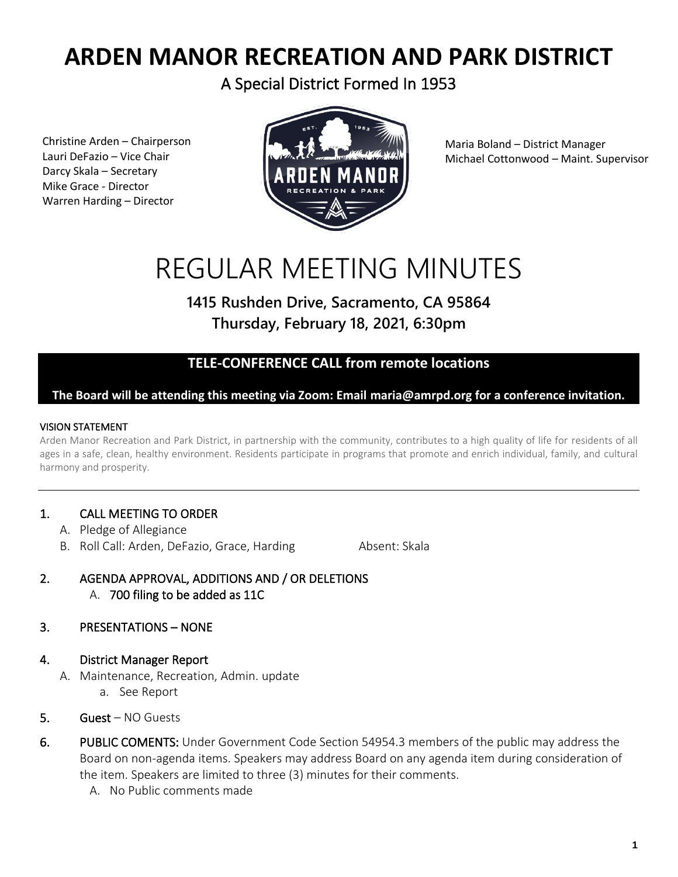# ARDEN MANOR RECREATION AND PARK DISTRICT

A Special District Formed In 1953

Christine Arden – Chairperson
Lauri DeFazio – Vice Chair
Darcy Skala – Secretary
Mike Grace - Director
Warren Harding – Director

Maria Boland – District Manager
Michael Cottonwood – Maint. Supervisor

# REGULAR MEETING MINUTES

**1415 Rushden Drive, Sacramento, CA 95864**
**Thursday, February 18, 2021, 6:30pm**

**TELE-CONFERENCE CALL from remote locations**

**The Board will be attending this meeting via Zoom: Email maria@amrpd.org for a conference invitation.**

VISION STATEMENT

Arden Manor Recreation and Park District, in partnership with the community, contributes to a high quality of life for residents of all ages in a safe, clean, healthy environment. Residents participate in programs that promote and enrich individual, family, and cultural harmony and prosperity.

---

1. CALL MEETING TO ORDER
   - A. Pledge of Allegiance
   - B. Roll Call: Arden, DeFazio, Grace, Harding     Absent: Skala

2. AGENDA APPROVAL, ADDITIONS AND / OR DELETIONS
   - A. 700 filing to be added as 11C

3. PRESENTATIONS – NONE

4. District Manager Report
   - A. Maintenance, Recreation, Admin. update
     - a. See Report

5. **Guest** – NO Guests

6. **PUBLIC COMENTS:** Under Government Code Section 54954.3 members of the public may address the Board on non-agenda items. Speakers may address Board on any agenda item during consideration of the item. Speakers are limited to three (3) minutes for their comments.
   - A. No Public comments made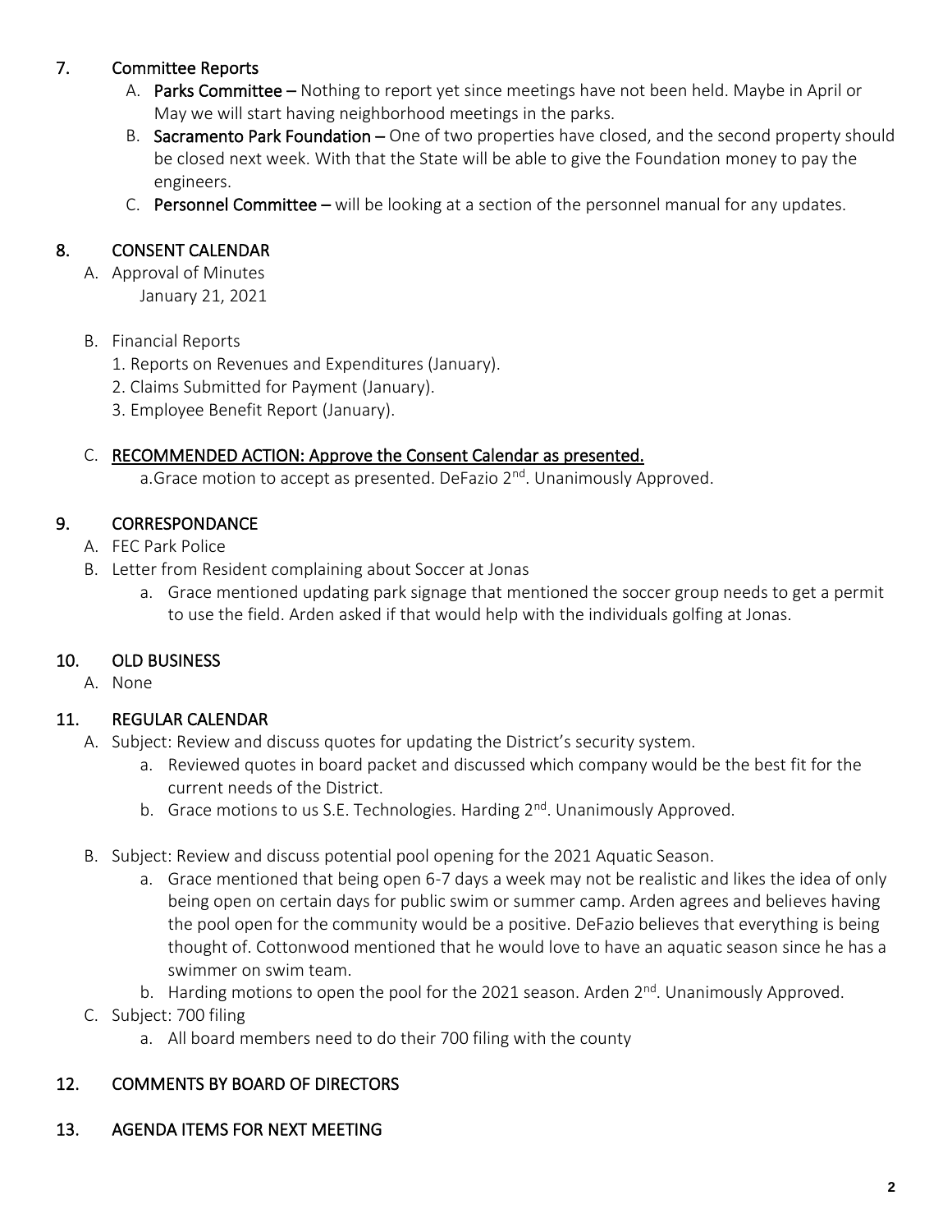## 7. Committee Reports

A. **Parks Committee** – Nothing to report yet since meetings have not been held. Maybe in April or May we will start having neighborhood meetings in the parks.

B. **Sacramento Park Foundation** – One of two properties have closed, and the second property should be closed next week. With that the State will be able to give the Foundation money to pay the engineers.

C. **Personnel Committee** – will be looking at a section of the personnel manual for any updates.

## 8. CONSENT CALENDAR

A. Approval of Minutes
   January 21, 2021

B. Financial Reports
   1. Reports on Revenues and Expenditures (January).
   2. Claims Submitted for Payment (January).
   3. Employee Benefit Report (January).

C. RECOMMENDED ACTION: Approve the Consent Calendar as presented.
   a.Grace motion to accept as presented. DeFazio 2nd. Unanimously Approved.

## 9. CORRESPONDANCE

A. FEC Park Police

B. Letter from Resident complaining about Soccer at Jonas
   a. Grace mentioned updating park signage that mentioned the soccer group needs to get a permit to use the field. Arden asked if that would help with the individuals golfing at Jonas.

## 10. OLD BUSINESS

A. None

## 11. REGULAR CALENDAR

A. Subject: Review and discuss quotes for updating the District's security system.
   a. Reviewed quotes in board packet and discussed which company would be the best fit for the current needs of the District.
   b. Grace motions to us S.E. Technologies. Harding 2nd. Unanimously Approved.

B. Subject: Review and discuss potential pool opening for the 2021 Aquatic Season.
   a. Grace mentioned that being open 6-7 days a week may not be realistic and likes the idea of only being open on certain days for public swim or summer camp. Arden agrees and believes having the pool open for the community would be a positive. DeFazio believes that everything is being thought of. Cottonwood mentioned that he would love to have an aquatic season since he has a swimmer on swim team.
   b. Harding motions to open the pool for the 2021 season. Arden 2nd. Unanimously Approved.

C. Subject: 700 filing
   a. All board members need to do their 700 filing with the county

## 12. COMMENTS BY BOARD OF DIRECTORS

## 13. AGENDA ITEMS FOR NEXT MEETING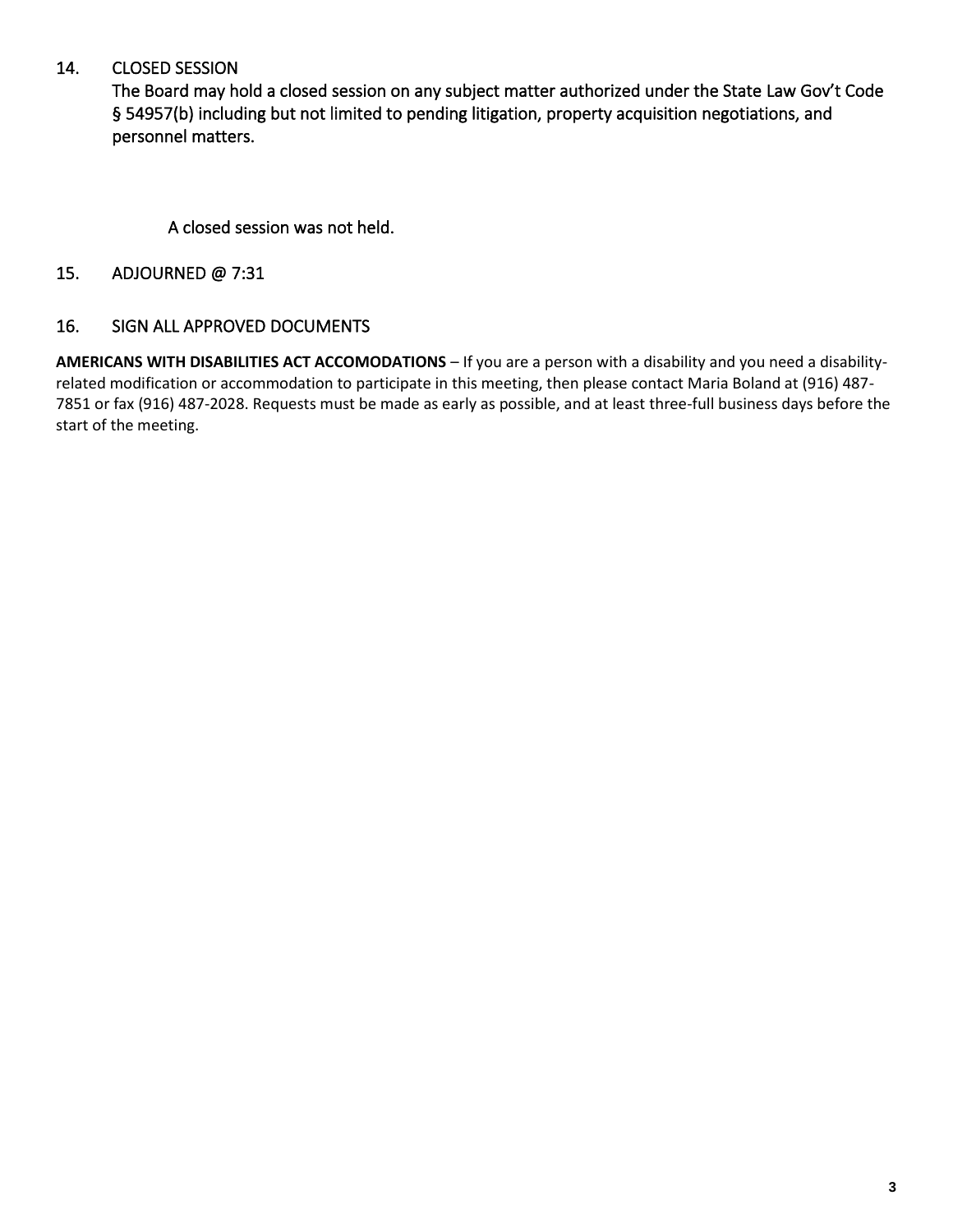14. CLOSED SESSION
    The Board may hold a closed session on any subject matter authorized under the State Law Gov't Code § 54957(b) including but not limited to pending litigation, property acquisition negotiations, and personnel matters.

    A closed session was not held.

15. ADJOURNED @ 7:31

16. SIGN ALL APPROVED DOCUMENTS

**AMERICANS WITH DISABILITIES ACT ACCOMODATIONS** – If you are a person with a disability and you need a disability-related modification or accommodation to participate in this meeting, then please contact Maria Boland at (916) 487-7851 or fax (916) 487-2028. Requests must be made as early as possible, and at least three-full business days before the start of the meeting.